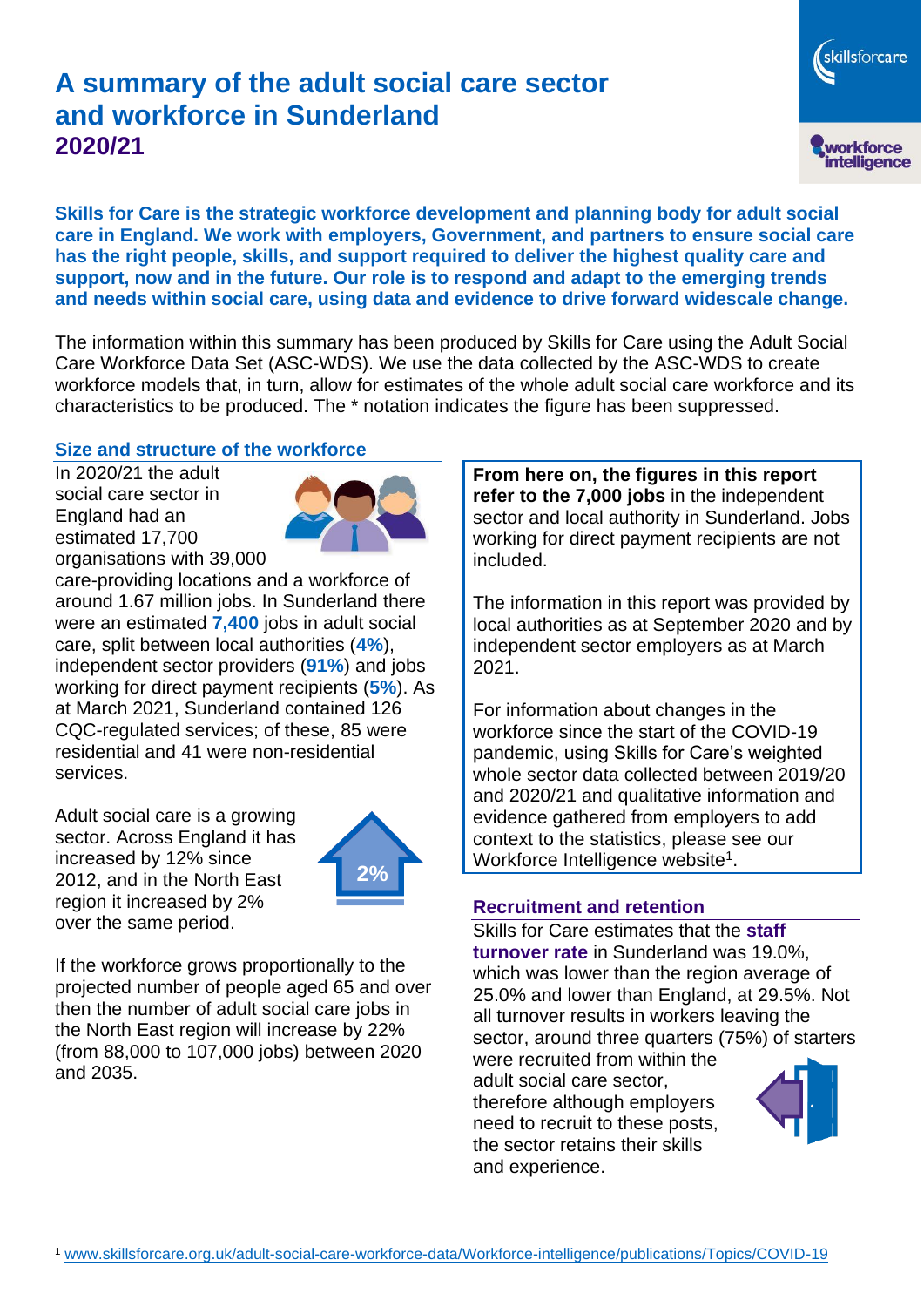# A summary of the adult social care sector and workforce in Sunderland 2020/21

**Skills for Care is the strategic workforce development and planning body for adult social care in England. We work with employers, Government, and partners to ensure social care has the right people, skills, and support required to deliver the highest quality care and support, now and in the future. Our role is to respond and adapt to the emerging trends and needs within social care, using data and evidence to drive forward widescale change.**

The information within this summary has been produced by Skills for Care using the Adult Social Care Workforce Data Set (ASC-WDS). We use the data collected by the ASC-WDS to create workforce models that, in turn, allow for estimates of the whole adult social care workforce and its characteristics to be produced. The * notation indicates the figure has been suppressed.

## Size and structure of the workforce

In 2020/21 the adult social care sector in England had an estimated 17,700 organisations with 39,000 care-providing locations and a workforce of around 1.67 million jobs. In Sunderland there were an estimated **7,400** jobs in adult social care, split between local authorities (**4%**), independent sector providers (**91%**) and jobs working for direct payment recipients (**5%**). As at March 2021, Sunderland contained 126 CQC-regulated services; of these, 85 were residential and 41 were non-residential services.

Adult social care is a growing sector. Across England it has increased by 12% since 2012, and in the North East region it increased by 2% over the same period.

2%

If the workforce grows proportionally to the projected number of people aged 65 and over then the number of adult social care jobs in the North East region will increase by 22% (from 88,000 to 107,000 jobs) between 2020 and 2035.

**From here on, the figures in this report refer to the 7,000 jobs** in the independent sector and local authority in Sunderland. Jobs working for direct payment recipients are not included.

The information in this report was provided by local authorities as at September 2020 and by independent sector employers as at March 2021.

For information about changes in the workforce since the start of the COVID-19 pandemic, using Skills for Care's weighted whole sector data collected between 2019/20 and 2020/21 and qualitative information and evidence gathered from employers to add context to the statistics, please see our Workforce Intelligence website[1].

## Recruitment and retention

Skills for Care estimates that the **staff turnover rate** in Sunderland was 19.0%, which was lower than the region average of 25.0% and lower than England, at 29.5%. Not all turnover results in workers leaving the sector, around three quarters (75%) of starters were recruited from within the adult social care sector, therefore although employers need to recruit to these posts, the sector retains their skills and experience.

[1] www.skillsforcare.org.uk/adult-social-care-workforce-data/Workforce-intelligence/publications/Topics/COVID-19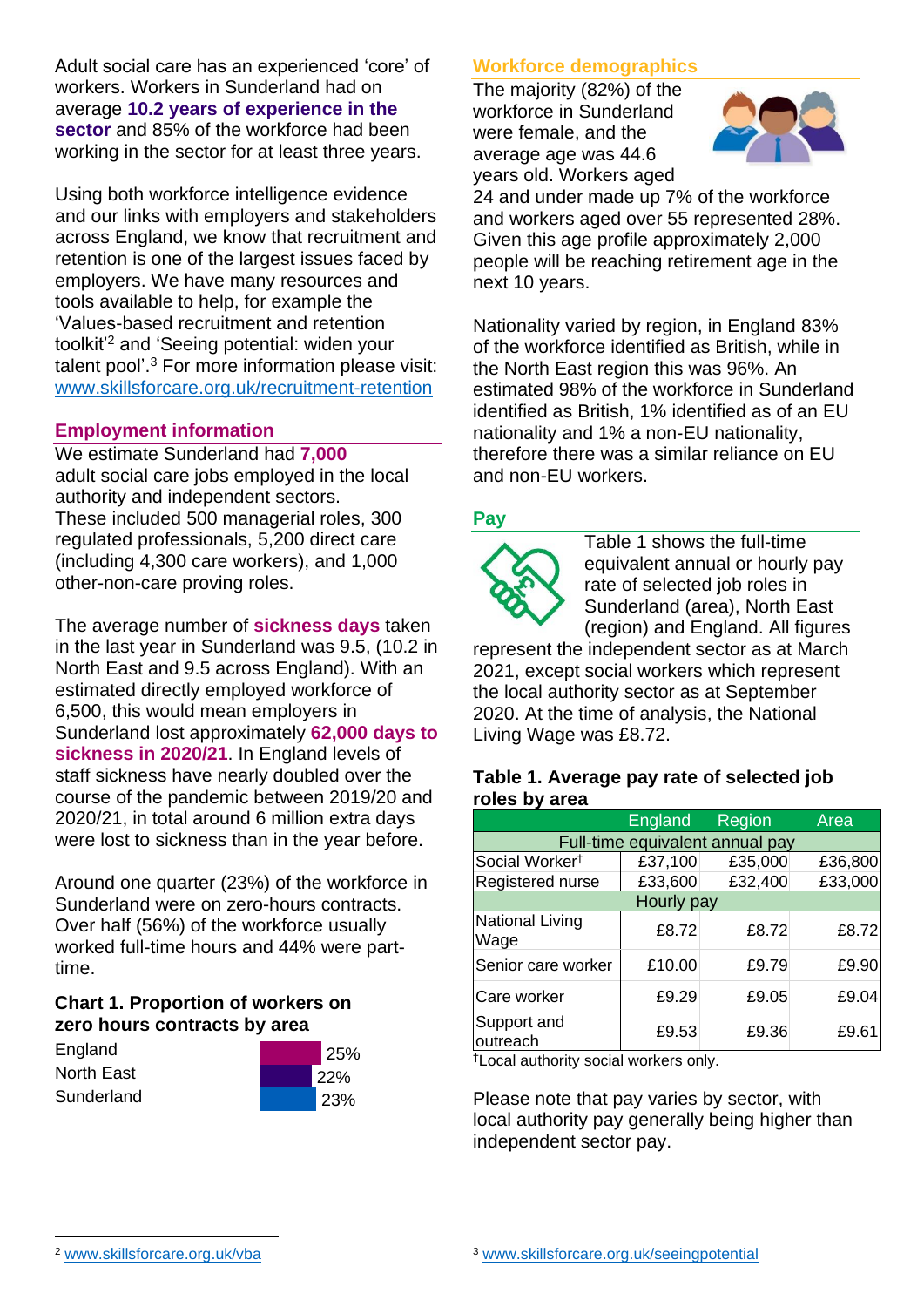Adult social care has an experienced 'core' of workers. Workers in Sunderland had on average **10.2 years of experience in the sector** and 85% of the workforce had been working in the sector for at least three years.

Using both workforce intelligence evidence and our links with employers and stakeholders across England, we know that recruitment and retention is one of the largest issues faced by employers. We have many resources and tools available to help, for example the 'Values-based recruitment and retention toolkit'[2] and 'Seeing potential: widen your talent pool'.[3] For more information please visit: www.skillsforcare.org.uk/recruitment-retention

## Employment information

We estimate Sunderland had **7,000** adult social care jobs employed in the local authority and independent sectors. These included 500 managerial roles, 300 regulated professionals, 5,200 direct care (including 4,300 care workers), and 1,000 other-non-care proving roles.

The average number of **sickness days** taken in the last year in Sunderland was 9.5, (10.2 in North East and 9.5 across England). With an estimated directly employed workforce of 6,500, this would mean employers in Sunderland lost approximately **62,000 days to sickness in 2020/21**. In England levels of staff sickness have nearly doubled over the course of the pandemic between 2019/20 and 2020/21, in total around 6 million extra days were lost to sickness than in the year before.

Around one quarter (23%) of the workforce in Sunderland were on zero-hours contracts. Over half (56%) of the workforce usually worked full-time hours and 44% were part-time.

### Chart 1. Proportion of workers on zero hours contracts by area

| Area | Proportion |
|---|---|
| England | 25% |
| North East | 22% |
| Sunderland | 23% |

## Workforce demographics

The majority (82%) of the workforce in Sunderland were female, and the average age was 44.6 years old. Workers aged 24 and under made up 7% of the workforce and workers aged over 55 represented 28%. Given this age profile approximately 2,000 people will be reaching retirement age in the next 10 years.

Nationality varied by region, in England 83% of the workforce identified as British, while in the North East region this was 96%. An estimated 98% of the workforce in Sunderland identified as British, 1% identified as of an EU nationality and 1% a non-EU nationality, therefore there was a similar reliance on EU and non-EU workers.

## Pay

Table 1 shows the full-time equivalent annual or hourly pay rate of selected job roles in Sunderland (area), North East (region) and England. All figures represent the independent sector as at March 2021, except social workers which represent the local authority sector as at September 2020. At the time of analysis, the National Living Wage was £8.72.

### Table 1. Average pay rate of selected job roles by area

| | England | Region | Area |
|---|---|---|---|
| **Full-time equivalent annual pay** | | | |
| Social Worker† | £37,100 | £35,000 | £36,800 |
| Registered nurse | £33,600 | £32,400 | £33,000 |
| **Hourly pay** | | | |
| National Living Wage | £8.72 | £8.72 | £8.72 |
| Senior care worker | £10.00 | £9.79 | £9.90 |
| Care worker | £9.29 | £9.05 | £9.04 |
| Support and outreach | £9.53 | £9.36 | £9.61 |

†Local authority social workers only.

Please note that pay varies by sector, with local authority pay generally being higher than independent sector pay.

[2] www.skillsforcare.org.uk/vba

[3] www.skillsforcare.org.uk/seeingpotential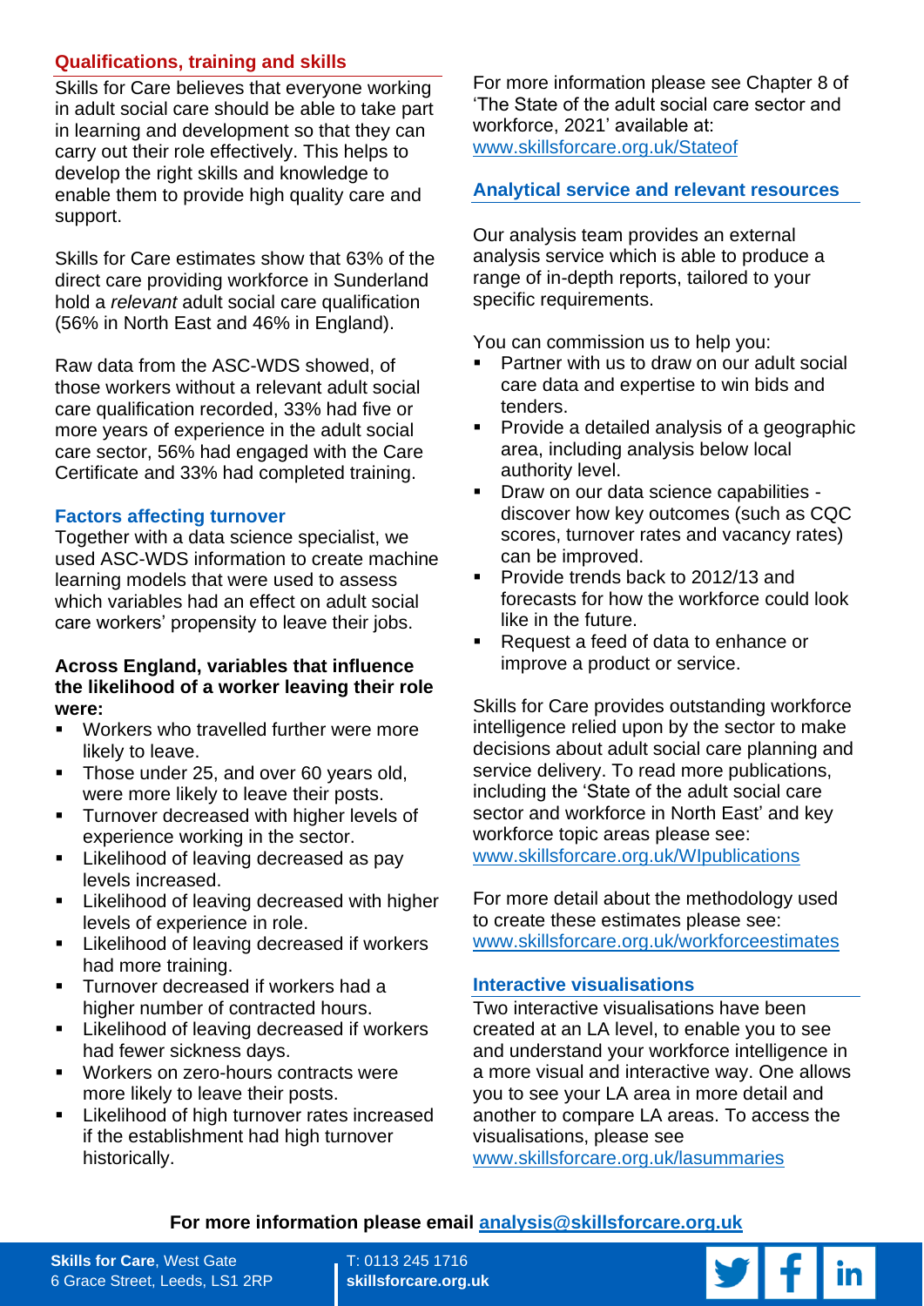## Qualifications, training and skills

Skills for Care believes that everyone working in adult social care should be able to take part in learning and development so that they can carry out their role effectively. This helps to develop the right skills and knowledge to enable them to provide high quality care and support.

Skills for Care estimates show that 63% of the direct care providing workforce in Sunderland hold a *relevant* adult social care qualification (56% in North East and 46% in England).

Raw data from the ASC-WDS showed, of those workers without a relevant adult social care qualification recorded, 33% had five or more years of experience in the adult social care sector, 56% had engaged with the Care Certificate and 33% had completed training.

## Factors affecting turnover

Together with a data science specialist, we used ASC-WDS information to create machine learning models that were used to assess which variables had an effect on adult social care workers' propensity to leave their jobs.

**Across England, variables that influence the likelihood of a worker leaving their role were:**

- Workers who travelled further were more likely to leave.
- Those under 25, and over 60 years old, were more likely to leave their posts.
- Turnover decreased with higher levels of experience working in the sector.
- Likelihood of leaving decreased as pay levels increased.
- Likelihood of leaving decreased with higher levels of experience in role.
- Likelihood of leaving decreased if workers had more training.
- Turnover decreased if workers had a higher number of contracted hours.
- Likelihood of leaving decreased if workers had fewer sickness days.
- Workers on zero-hours contracts were more likely to leave their posts.
- Likelihood of high turnover rates increased if the establishment had high turnover historically.

For more information please see Chapter 8 of 'The State of the adult social care sector and workforce, 2021' available at: www.skillsforcare.org.uk/Stateof

## Analytical service and relevant resources

Our analysis team provides an external analysis service which is able to produce a range of in-depth reports, tailored to your specific requirements.

You can commission us to help you:

- Partner with us to draw on our adult social care data and expertise to win bids and tenders.
- Provide a detailed analysis of a geographic area, including analysis below local authority level.
- Draw on our data science capabilities - discover how key outcomes (such as CQC scores, turnover rates and vacancy rates) can be improved.
- Provide trends back to 2012/13 and forecasts for how the workforce could look like in the future.
- Request a feed of data to enhance or improve a product or service.

Skills for Care provides outstanding workforce intelligence relied upon by the sector to make decisions about adult social care planning and service delivery. To read more publications, including the 'State of the adult social care sector and workforce in North East' and key workforce topic areas please see: www.skillsforcare.org.uk/WIpublications

For more detail about the methodology used to create these estimates please see: www.skillsforcare.org.uk/workforceestimates

## Interactive visualisations

Two interactive visualisations have been created at an LA level, to enable you to see and understand your workforce intelligence in a more visual and interactive way. One allows you to see your LA area in more detail and another to compare LA areas. To access the visualisations, please see www.skillsforcare.org.uk/lasummaries

**For more information please email analysis@skillsforcare.org.uk**

**Skills for Care**, West Gate
6 Grace Street, Leeds, LS1 2RP

T: 0113 245 1716
**skillsforcare.org.uk**